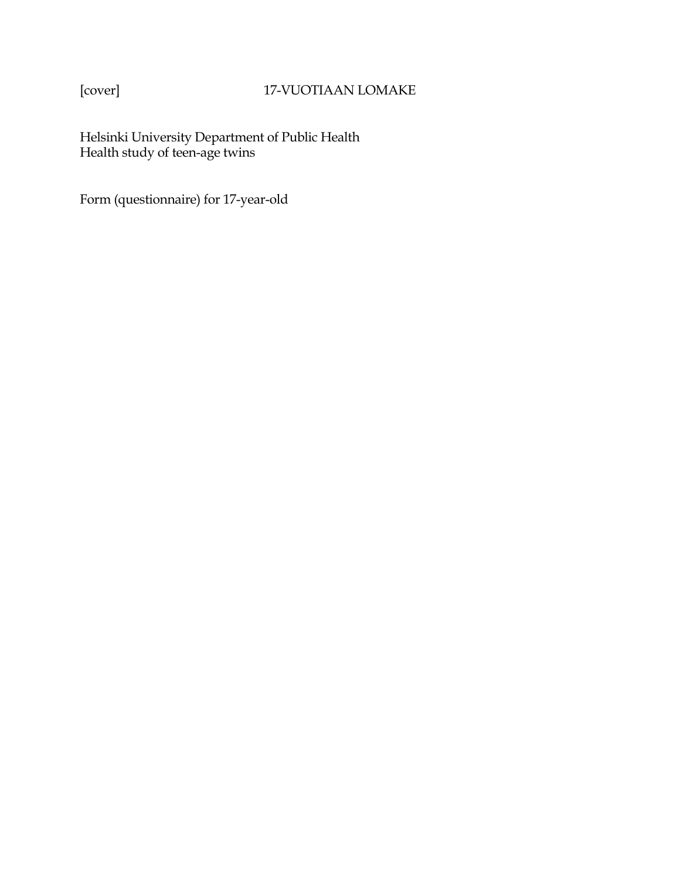[cover] 17-VUOTIAAN LOMAKE

Helsinki University Department of Public Health
Health study of teen-age twins

Form (questionnaire) for 17-year-old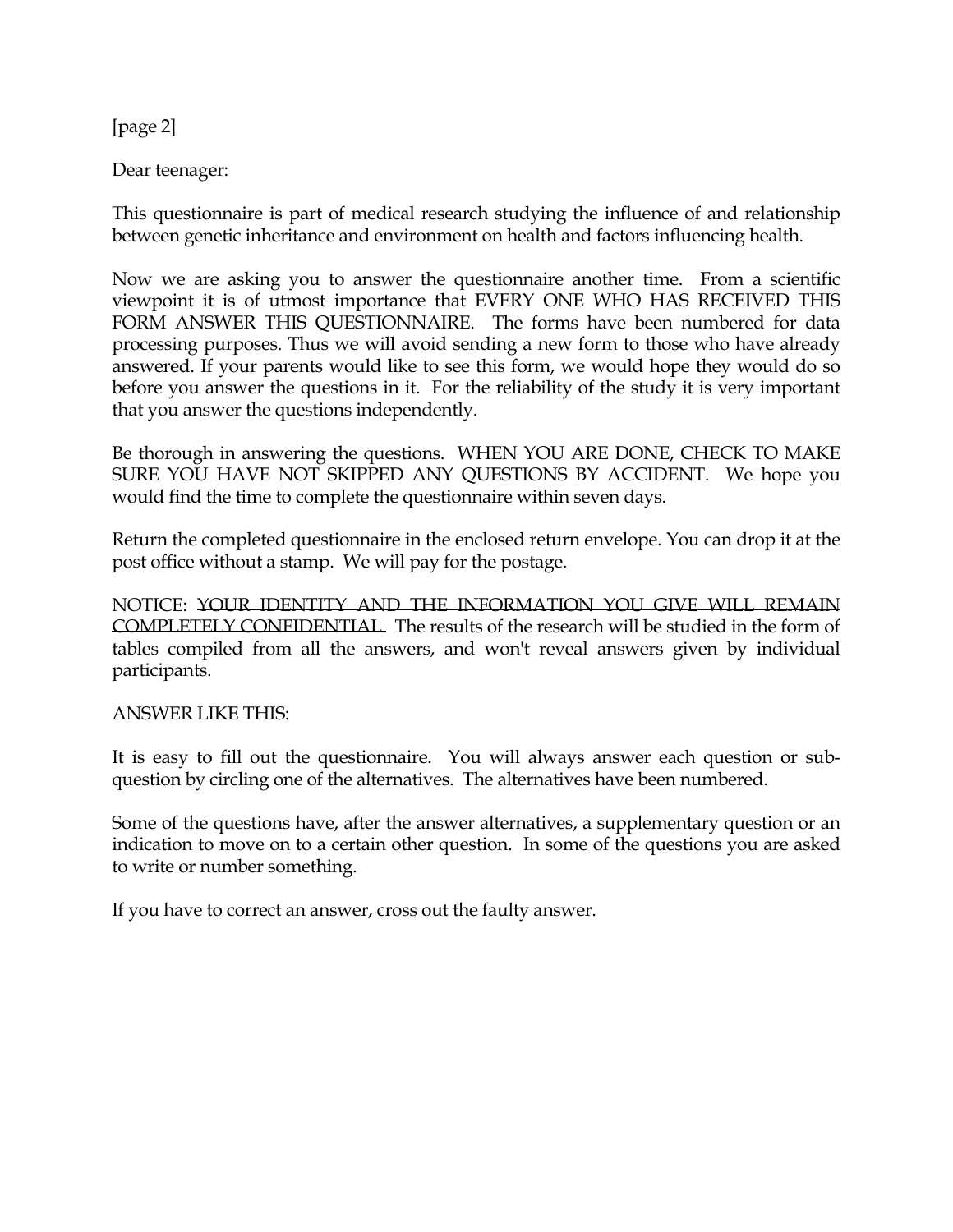[page 2]

Dear teenager:

This questionnaire is part of medical research studying the influence of and relationship between genetic inheritance and environment on health and factors influencing health.

Now we are asking you to answer the questionnaire another time. From a scientific viewpoint it is of utmost importance that EVERY ONE WHO HAS RECEIVED THIS FORM ANSWER THIS QUESTIONNAIRE. The forms have been numbered for data processing purposes. Thus we will avoid sending a new form to those who have already answered. If your parents would like to see this form, we would hope they would do so before you answer the questions in it. For the reliability of the study it is very important that you answer the questions independently.

Be thorough in answering the questions. WHEN YOU ARE DONE, CHECK TO MAKE SURE YOU HAVE NOT SKIPPED ANY QUESTIONS BY ACCIDENT. We hope you would find the time to complete the questionnaire within seven days.

Return the completed questionnaire in the enclosed return envelope. You can drop it at the post office without a stamp. We will pay for the postage.

NOTICE: <u>YOUR IDENTITY AND THE INFORMATION YOU GIVE WILL REMAIN COMPLETELY CONFIDENTIAL.</u> The results of the research will be studied in the form of tables compiled from all the answers, and won't reveal answers given by individual participants.

ANSWER LIKE THIS:

It is easy to fill out the questionnaire. You will always answer each question or sub-question by circling one of the alternatives. The alternatives have been numbered.

Some of the questions have, after the answer alternatives, a supplementary question or an indication to move on to a certain other question. In some of the questions you are asked to write or number something.

If you have to correct an answer, cross out the faulty answer.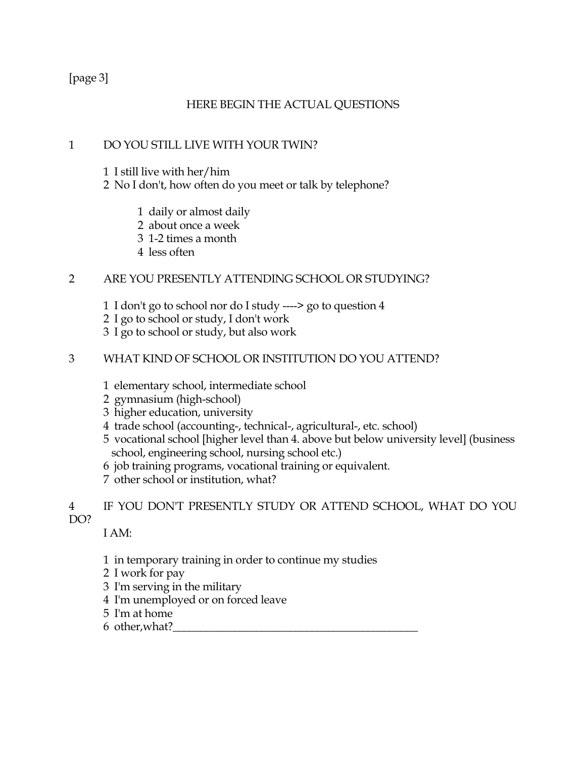[page 3]

## HERE BEGIN THE ACTUAL QUESTIONS

1 DO YOU STILL LIVE WITH YOUR TWIN?

1 I still live with her/him
2 No I don't, how often do you meet or talk by telephone?

    1 daily or almost daily
    2 about once a week
    3 1-2 times a month
    4 less often

2 ARE YOU PRESENTLY ATTENDING SCHOOL OR STUDYING?

1 I don't go to school nor do I study ----> go to question 4
2 I go to school or study, I don't work
3 I go to school or study, but also work

3 WHAT KIND OF SCHOOL OR INSTITUTION DO YOU ATTEND?

1 elementary school, intermediate school
2 gymnasium (high-school)
3 higher education, university
4 trade school (accounting-, technical-, agricultural-, etc. school)
5 vocational school [higher level than 4. above but below university level] (business school, engineering school, nursing school etc.)
6 job training programs, vocational training or equivalent.
7 other school or institution, what?

4 IF YOU DON'T PRESENTLY STUDY OR ATTEND SCHOOL, WHAT DO YOU DO?

I AM:

1 in temporary training in order to continue my studies
2 I work for pay
3 I'm serving in the military
4 I'm unemployed or on forced leave
5 I'm at home
6 other,what?_____________________________________________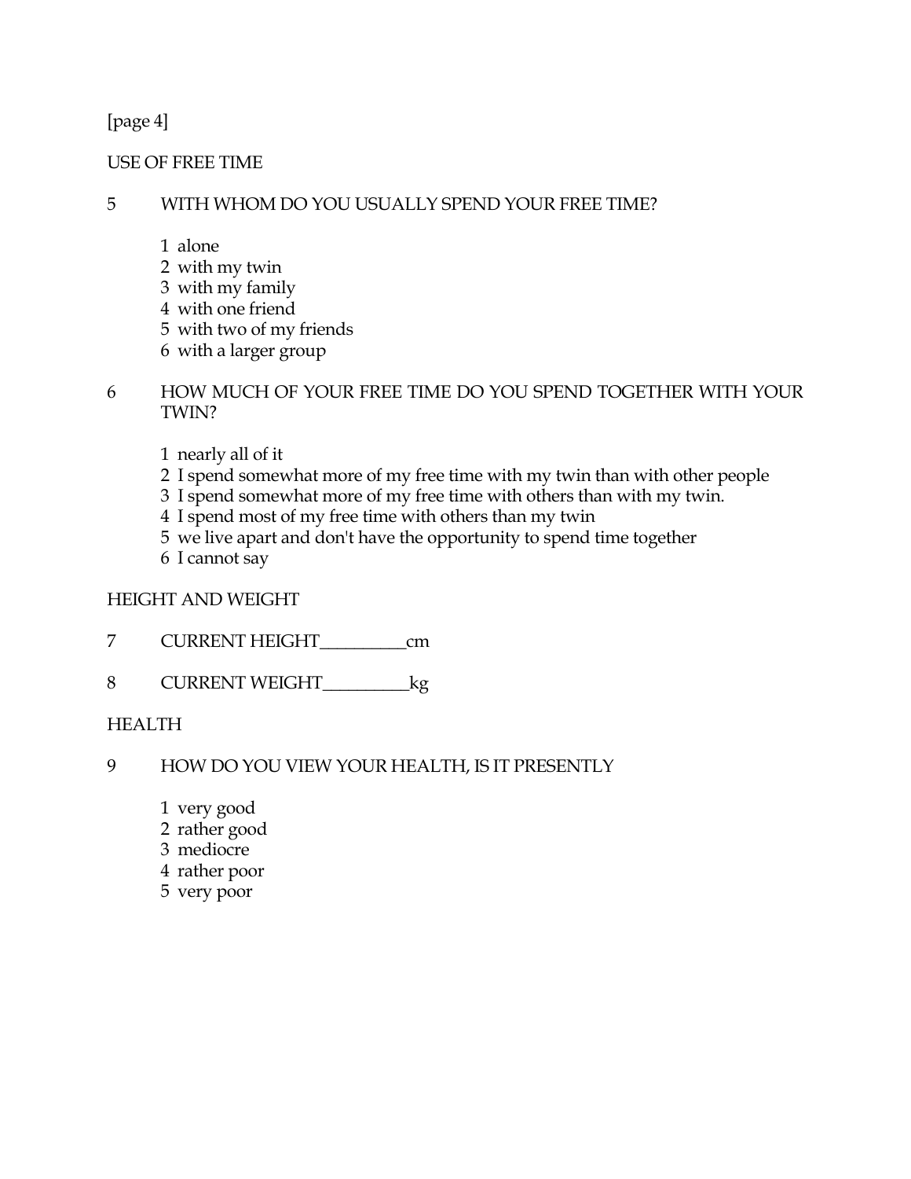[page 4]

USE OF FREE TIME

5 WITH WHOM DO YOU USUALLY SPEND YOUR FREE TIME?

1 alone
2 with my twin
3 with my family
4 with one friend
5 with two of my friends
6 with a larger group

6 HOW MUCH OF YOUR FREE TIME DO YOU SPEND TOGETHER WITH YOUR TWIN?

1 nearly all of it
2 I spend somewhat more of my free time with my twin than with other people
3 I spend somewhat more of my free time with others than with my twin.
4 I spend most of my free time with others than my twin
5 we live apart and don't have the opportunity to spend time together
6 I cannot say

HEIGHT AND WEIGHT

7 CURRENT HEIGHT__________cm

8 CURRENT WEIGHT__________kg

HEALTH

9 HOW DO YOU VIEW YOUR HEALTH, IS IT PRESENTLY

1 very good
2 rather good
3 mediocre
4 rather poor
5 very poor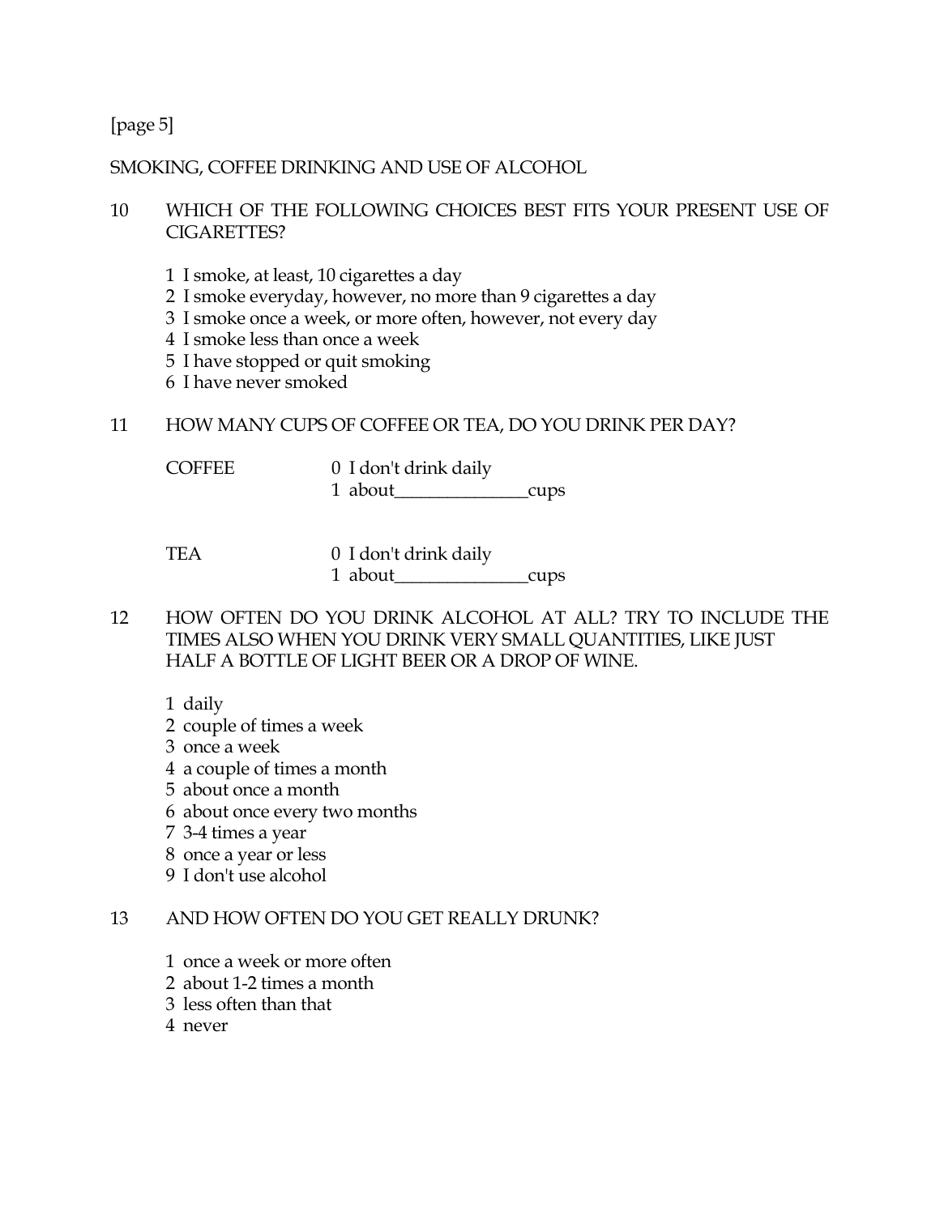[page 5]

## SMOKING, COFFEE DRINKING AND USE OF ALCOHOL

10 WHICH OF THE FOLLOWING CHOICES BEST FITS YOUR PRESENT USE OF CIGARETTES?

1 I smoke, at least, 10 cigarettes a day
2 I smoke everyday, however, no more than 9 cigarettes a day
3 I smoke once a week, or more often, however, not every day
4 I smoke less than once a week
5 I have stopped or quit smoking
6 I have never smoked

11 HOW MANY CUPS OF COFFEE OR TEA, DO YOU DRINK PER DAY?

COFFEE
0 I don't drink daily
1 about_______________cups

TEA
0 I don't drink daily
1 about_______________cups

12 HOW OFTEN DO YOU DRINK ALCOHOL AT ALL? TRY TO INCLUDE THE TIMES ALSO WHEN YOU DRINK VERY SMALL QUANTITIES, LIKE JUST HALF A BOTTLE OF LIGHT BEER OR A DROP OF WINE.

1 daily
2 couple of times a week
3 once a week
4 a couple of times a month
5 about once a month
6 about once every two months
7 3-4 times a year
8 once a year or less
9 I don't use alcohol

13 AND HOW OFTEN DO YOU GET REALLY DRUNK?

1 once a week or more often
2 about 1-2 times a month
3 less often than that
4 never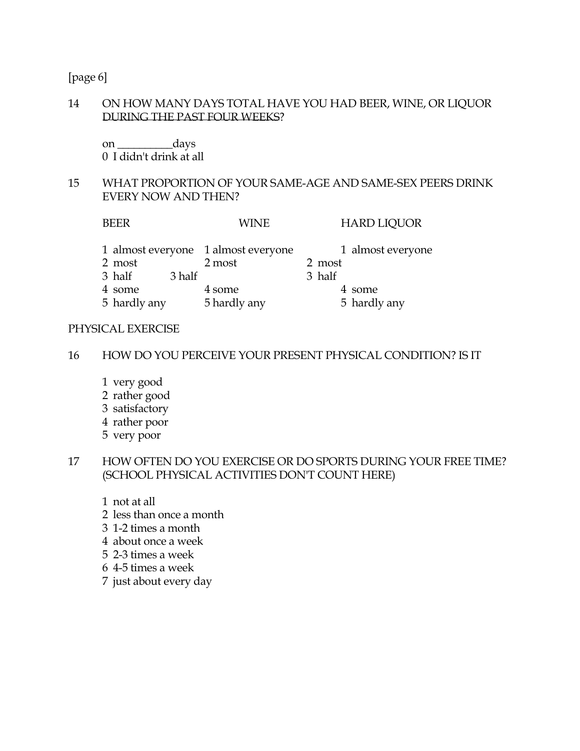[page 6]

14 ON HOW MANY DAYS TOTAL HAVE YOU HAD BEER, WINE, OR LIQUOR <u>DURING THE PAST FOUR WEEKS</u>?

on __________days
0 I didn't drink at all

15 WHAT PROPORTION OF YOUR SAME-AGE AND SAME-SEX PEERS DRINK EVERY NOW AND THEN?

| BEER | WINE | HARD LIQUOR |
|---|---|---|
| 1 almost everyone | 1 almost everyone | 1 almost everyone |
| 2 most | 2 most | 2 most |
| 3 half | 3 half | 3 half |
| 4 some | 4 some | 4 some |
| 5 hardly any | 5 hardly any | 5 hardly any |

PHYSICAL EXERCISE

16 HOW DO YOU PERCEIVE YOUR PRESENT PHYSICAL CONDITION? IS IT

1 very good
2 rather good
3 satisfactory
4 rather poor
5 very poor

17 HOW OFTEN DO YOU EXERCISE OR DO SPORTS DURING YOUR FREE TIME? (SCHOOL PHYSICAL ACTIVITIES DON'T COUNT HERE)

1 not at all
2 less than once a month
3 1-2 times a month
4 about once a week
5 2-3 times a week
6 4-5 times a week
7 just about every day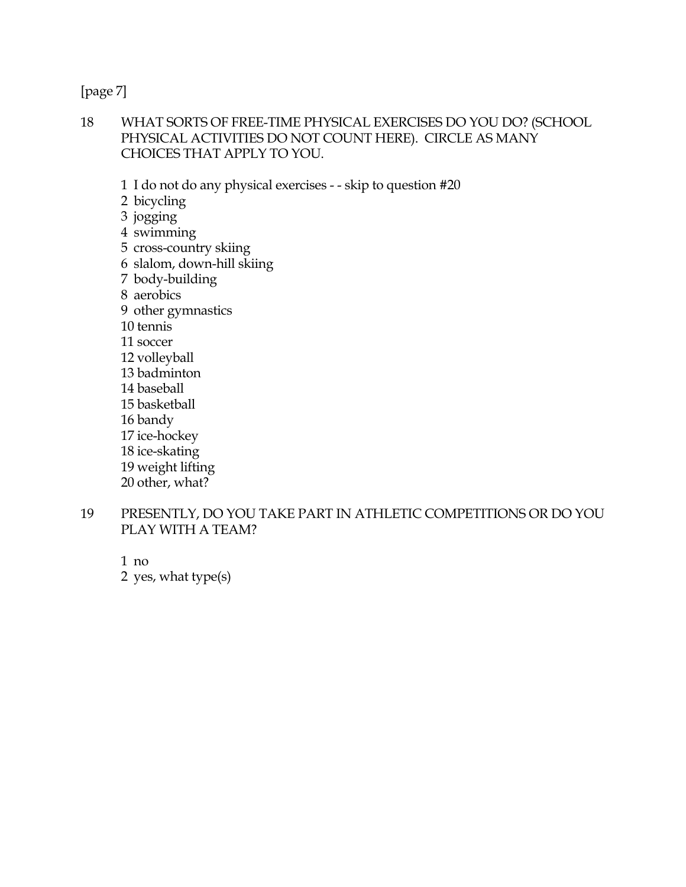[page 7]

18 WHAT SORTS OF FREE-TIME PHYSICAL EXERCISES DO YOU DO? (SCHOOL PHYSICAL ACTIVITIES DO NOT COUNT HERE). CIRCLE AS MANY CHOICES THAT APPLY TO YOU.

1 I do not do any physical exercises - - skip to question #20  
2 bicycling  
3 jogging  
4 swimming  
5 cross-country skiing  
6 slalom, down-hill skiing  
7 body-building  
8 aerobics  
9 other gymnastics  
10 tennis  
11 soccer  
12 volleyball  
13 badminton  
14 baseball  
15 basketball  
16 bandy  
17 ice-hockey  
18 ice-skating  
19 weight lifting  
20 other, what?

19 PRESENTLY, DO YOU TAKE PART IN ATHLETIC COMPETITIONS OR DO YOU PLAY WITH A TEAM?

1 no  
2 yes, what type(s)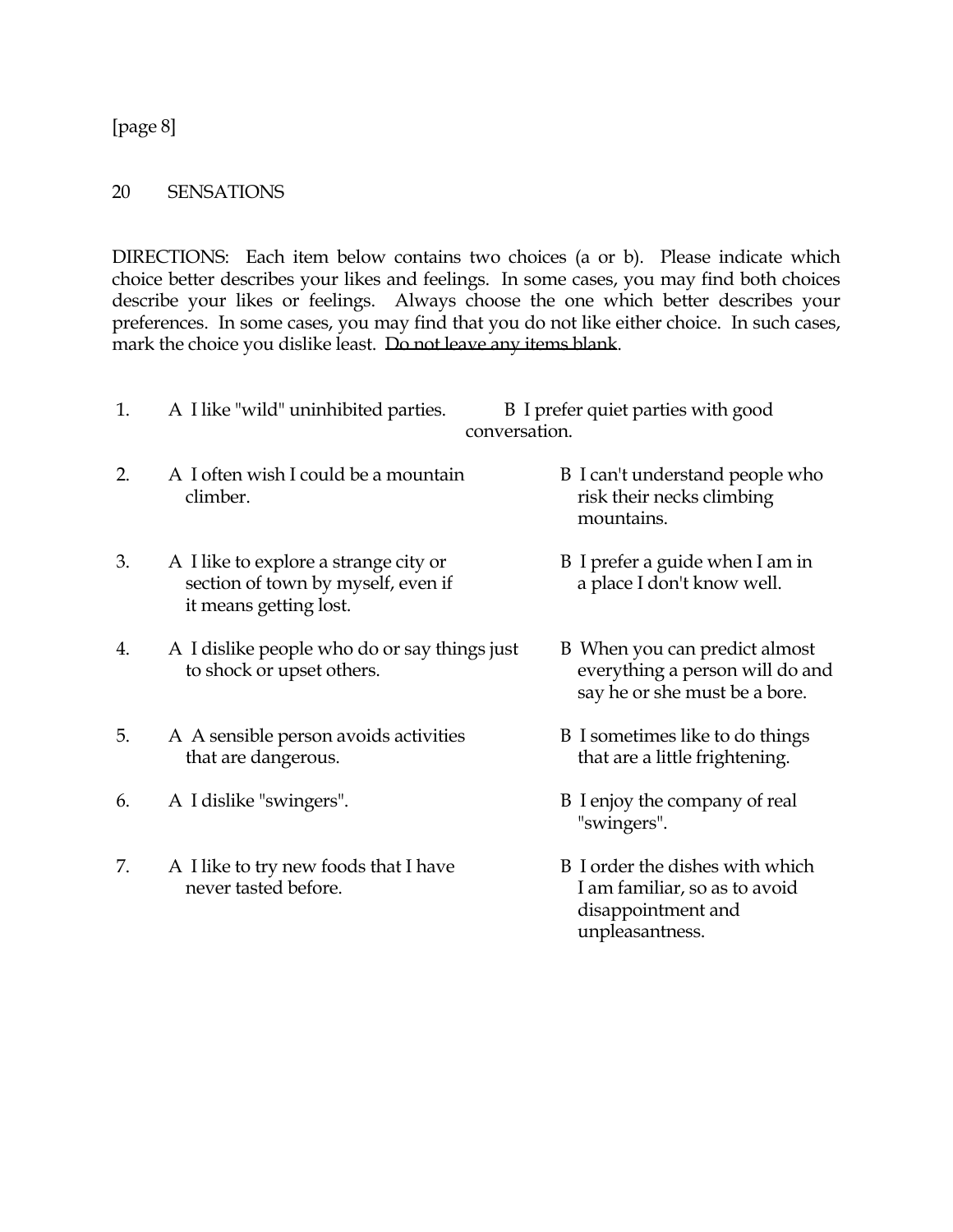[page 8]

## 20 SENSATIONS

DIRECTIONS: Each item below contains two choices (a or b). Please indicate which choice better describes your likes and feelings. In some cases, you may find both choices describe your likes or feelings. Always choose the one which better describes your preferences. In some cases, you may find that you do not like either choice. In such cases, mark the choice you dislike least. <u>Do not leave any items blank</u>.

1. A I like "wild" uninhibited parties. B I prefer quiet parties with good conversation.

2. A I often wish I could be a mountain climber. B I can't understand people who risk their necks climbing mountains.

3. A I like to explore a strange city or section of town by myself, even if it means getting lost. B I prefer a guide when I am in a place I don't know well.

4. A I dislike people who do or say things just to shock or upset others. B When you can predict almost everything a person will do and say he or she must be a bore.

5. A A sensible person avoids activities that are dangerous. B I sometimes like to do things that are a little frightening.

6. A I dislike "swingers". B I enjoy the company of real "swingers".

7. A I like to try new foods that I have never tasted before. B I order the dishes with which I am familiar, so as to avoid disappointment and unpleasantness.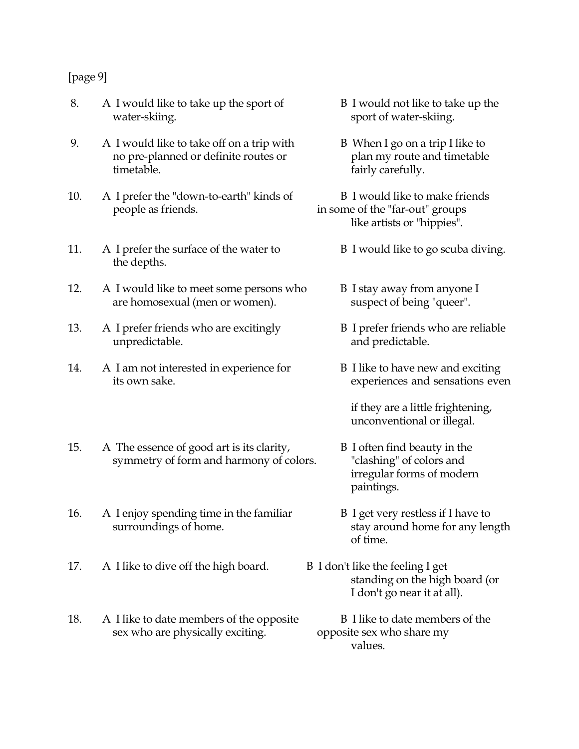[page 9]

8. A I would like to take up the sport of water-skiing. | B I would not like to take up the sport of water-skiing.

9. A I would like to take off on a trip with no pre-planned or definite routes or timetable. | B When I go on a trip I like to plan my route and timetable fairly carefully.

10. A I prefer the "down-to-earth" kinds of people as friends. | B I would like to make friends in some of the "far-out" groups like artists or "hippies".

11. A I prefer the surface of the water to the depths. | B I would like to go scuba diving.

12. A I would like to meet some persons who are homosexual (men or women). | B I stay away from anyone I suspect of being "queer".

13. A I prefer friends who are excitingly unpredictable. | B I prefer friends who are reliable and predictable.

14. A I am not interested in experience for its own sake. | B I like to have new and exciting experiences and sensations even if they are a little frightening, unconventional or illegal.

15. A The essence of good art is its clarity, symmetry of form and harmony of colors. | B I often find beauty in the "clashing" of colors and irregular forms of modern paintings.

16. A I enjoy spending time in the familiar surroundings of home. | B I get very restless if I have to stay around home for any length of time.

17. A I like to dive off the high board. | B I don't like the feeling I get standing on the high board (or I don't go near it at all).

18. A I like to date members of the opposite sex who are physically exciting. | B I like to date members of the opposite sex who share my values.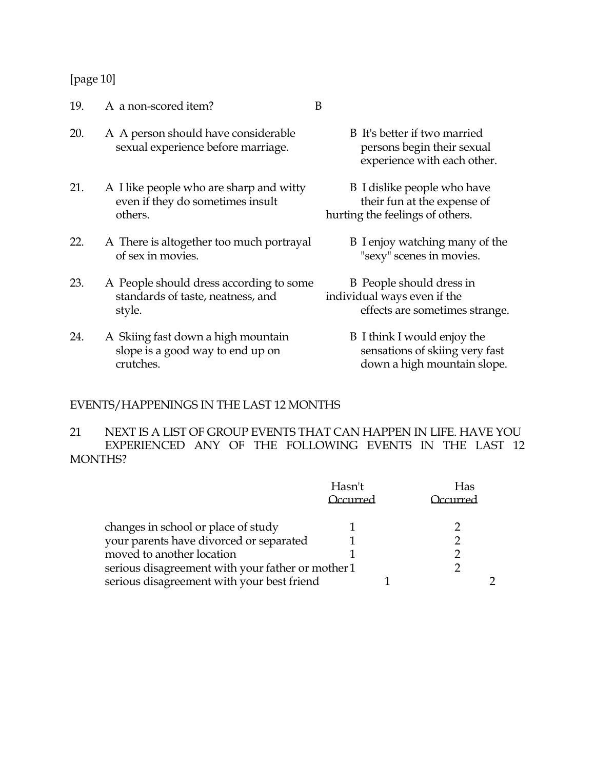[page 10]

19. A a non-scored item? B

20. A A person should have considerable sexual experience before marriage. B It's better if two married persons begin their sexual experience with each other.

21. A I like people who are sharp and witty even if they do sometimes insult others. B I dislike people who have their fun at the expense of hurting the feelings of others.

22. A There is altogether too much portrayal of sex in movies. B I enjoy watching many of the "sexy" scenes in movies.

23. A People should dress according to some standards of taste, neatness, and style. B People should dress in individual ways even if the effects are sometimes strange.

24. A Skiing fast down a high mountain slope is a good way to end up on crutches. B I think I would enjoy the sensations of skiing very fast down a high mountain slope.

EVENTS/HAPPENINGS IN THE LAST 12 MONTHS

21 NEXT IS A LIST OF GROUP EVENTS THAT CAN HAPPEN IN LIFE. HAVE YOU EXPERIENCED ANY OF THE FOLLOWING EVENTS IN THE LAST 12 MONTHS?

| | Hasn't Occurred | Has Occurred |
|---|---|---|
| changes in school or place of study | 1 | 2 |
| your parents have divorced or separated | 1 | 2 |
| moved to another location | 1 | 2 |
| serious disagreement with your father or mother | 1 | 2 |
| serious disagreement with your best friend | 1 | 2 |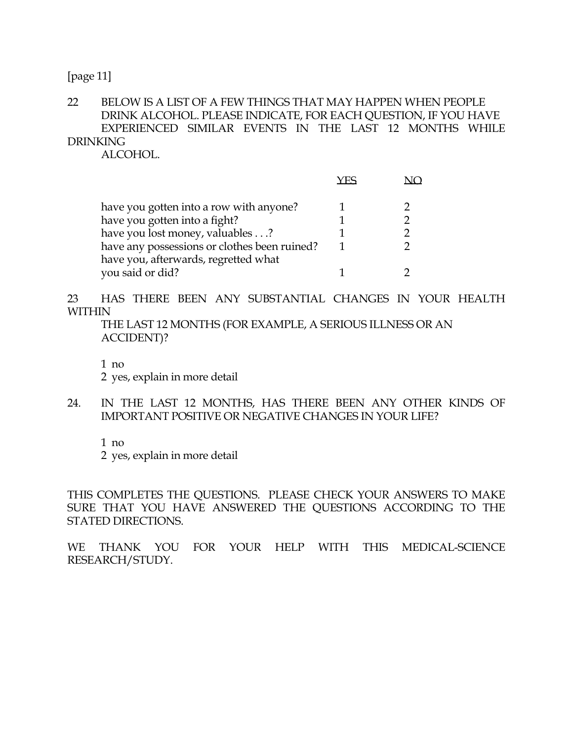[page 11]

22 BELOW IS A LIST OF A FEW THINGS THAT MAY HAPPEN WHEN PEOPLE DRINK ALCOHOL. PLEASE INDICATE, FOR EACH QUESTION, IF YOU HAVE EXPERIENCED SIMILAR EVENTS IN THE LAST 12 MONTHS WHILE DRINKING ALCOHOL.

| | YES | NO |
|---|---|---|
| have you gotten into a row with anyone? | 1 | 2 |
| have you gotten into a fight? | 1 | 2 |
| have you lost money, valuables . . .? | 1 | 2 |
| have any possessions or clothes been ruined? | 1 | 2 |
| have you, afterwards, regretted what you said or did? | 1 | 2 |

23 HAS THERE BEEN ANY SUBSTANTIAL CHANGES IN YOUR HEALTH WITHIN THE LAST 12 MONTHS (FOR EXAMPLE, A SERIOUS ILLNESS OR AN ACCIDENT)?

1 no
2 yes, explain in more detail

24. IN THE LAST 12 MONTHS, HAS THERE BEEN ANY OTHER KINDS OF IMPORTANT POSITIVE OR NEGATIVE CHANGES IN YOUR LIFE?

1 no
2 yes, explain in more detail

THIS COMPLETES THE QUESTIONS. PLEASE CHECK YOUR ANSWERS TO MAKE SURE THAT YOU HAVE ANSWERED THE QUESTIONS ACCORDING TO THE STATED DIRECTIONS.

WE THANK YOU FOR YOUR HELP WITH THIS MEDICAL-SCIENCE RESEARCH/STUDY.